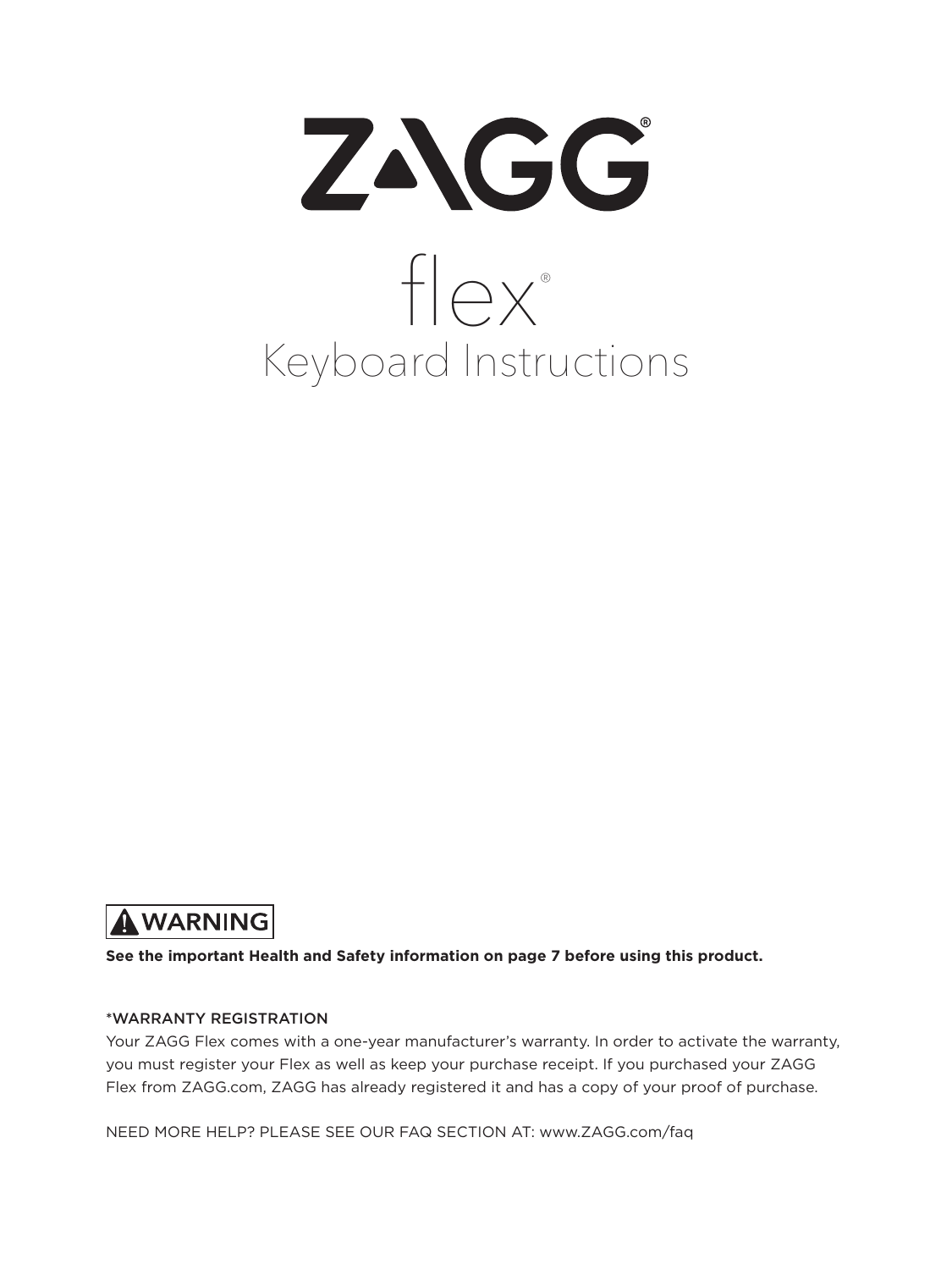# ZAGG®

# flex®

# Keyboard Instructions

**⚠ WARNING**

**See the important Health and Safety information on page 7 before using this product.**

*WARRANTY REGISTRATION

Your ZAGG Flex comes with a one-year manufacturer's warranty. In order to activate the warranty, you must register your Flex as well as keep your purchase receipt. If you purchased your ZAGG Flex from ZAGG.com, ZAGG has already registered it and has a copy of your proof of purchase.

NEED MORE HELP? PLEASE SEE OUR FAQ SECTION AT: www.ZAGG.com/faq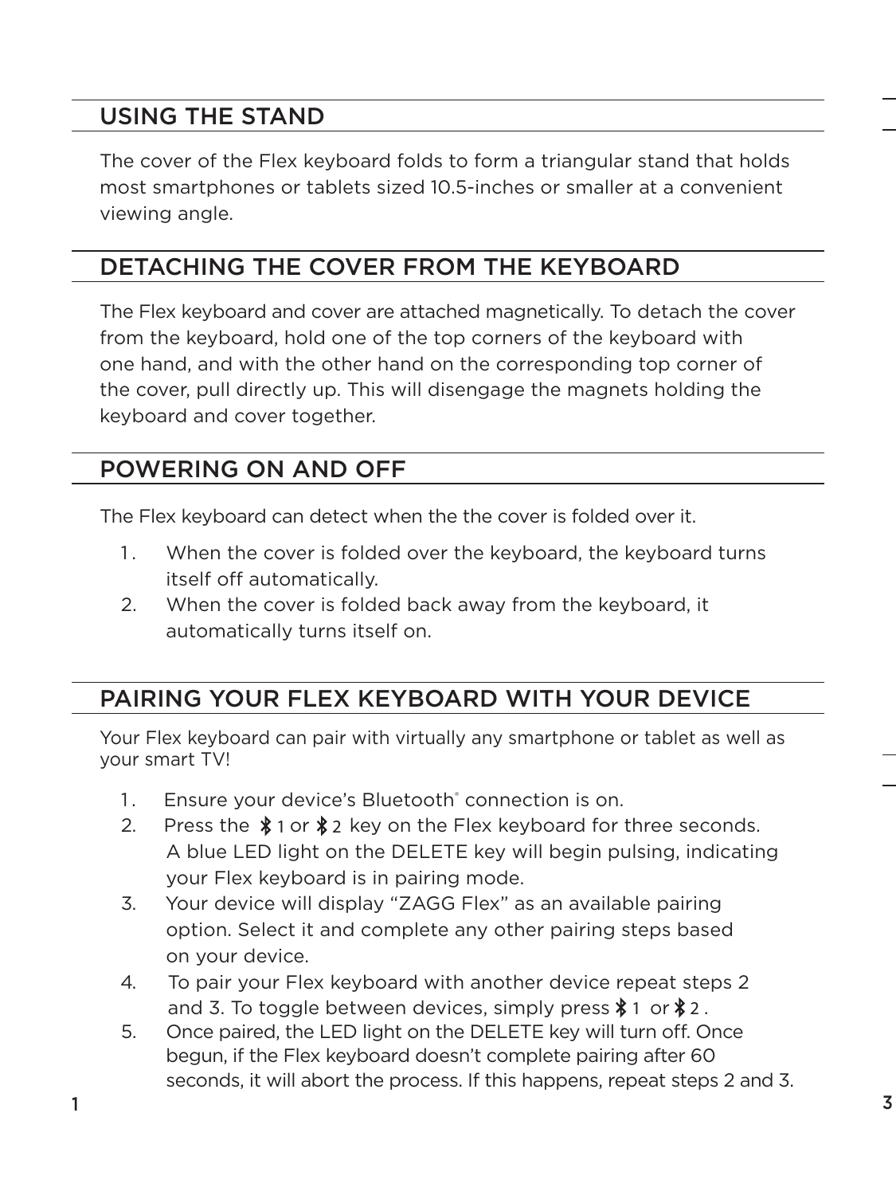## USING THE STAND

The cover of the Flex keyboard folds to form a triangular stand that holds most smartphones or tablets sized 10.5-inches or smaller at a convenient viewing angle.

## DETACHING THE COVER FROM THE KEYBOARD

The Flex keyboard and cover are attached magnetically. To detach the cover from the keyboard, hold one of the top corners of the keyboard with one hand, and with the other hand on the corresponding top corner of the cover, pull directly up. This will disengage the magnets holding the keyboard and cover together.

## POWERING ON AND OFF

The Flex keyboard can detect when the the cover is folded over it.

1. When the cover is folded over the keyboard, the keyboard turns itself off automatically.
2. When the cover is folded back away from the keyboard, it automatically turns itself on.

## PAIRING YOUR FLEX KEYBOARD WITH YOUR DEVICE

Your Flex keyboard can pair with virtually any smartphone or tablet as well as your smart TV!

1. Ensure your device's Bluetooth® connection is on.
2. Press the ✱1 or ✱2 key on the Flex keyboard for three seconds. A blue LED light on the DELETE key will begin pulsing, indicating your Flex keyboard is in pairing mode.
3. Your device will display "ZAGG Flex" as an available pairing option. Select it and complete any other pairing steps based on your device.
4. To pair your Flex keyboard with another device repeat steps 2 and 3. To toggle between devices, simply press ✱1 or ✱2.
5. Once paired, the LED light on the DELETE key will turn off. Once begun, if the Flex keyboard doesn't complete pairing after 60 seconds, it will abort the process. If this happens, repeat steps 2 and 3.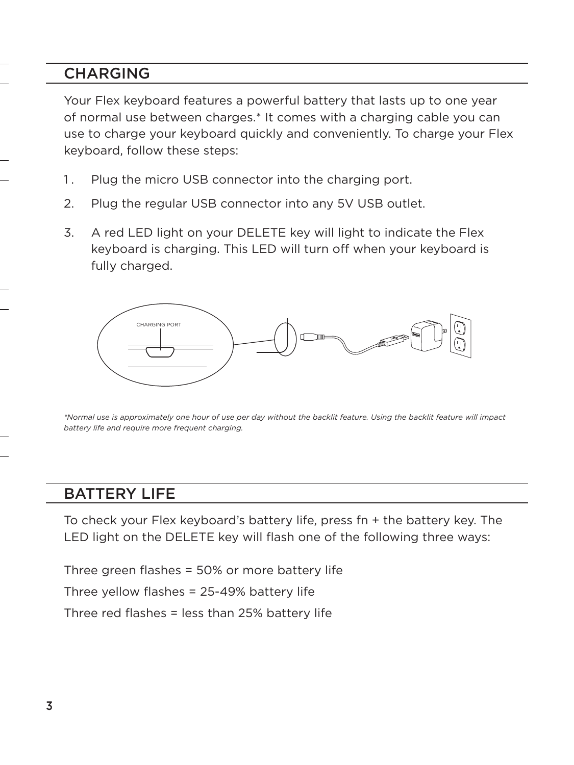## CHARGING

Your Flex keyboard features a powerful battery that lasts up to one year of normal use between charges.* It comes with a charging cable you can use to charge your keyboard quickly and conveniently. To charge your Flex keyboard, follow these steps:

1. Plug the micro USB connector into the charging port.
2. Plug the regular USB connector into any 5V USB outlet.
3. A red LED light on your DELETE key will light to indicate the Flex keyboard is charging. This LED will turn off when your keyboard is fully charged.

CHARGING PORT

*\*Normal use is approximately one hour of use per day without the backlit feature. Using the backlit feature will impact battery life and require more frequent charging.*

## BATTERY LIFE

To check your Flex keyboard's battery life, press fn + the battery key. The LED light on the DELETE key will flash one of the following three ways:

Three green flashes = 50% or more battery life

Three yellow flashes = 25-49% battery life

Three red flashes = less than 25% battery life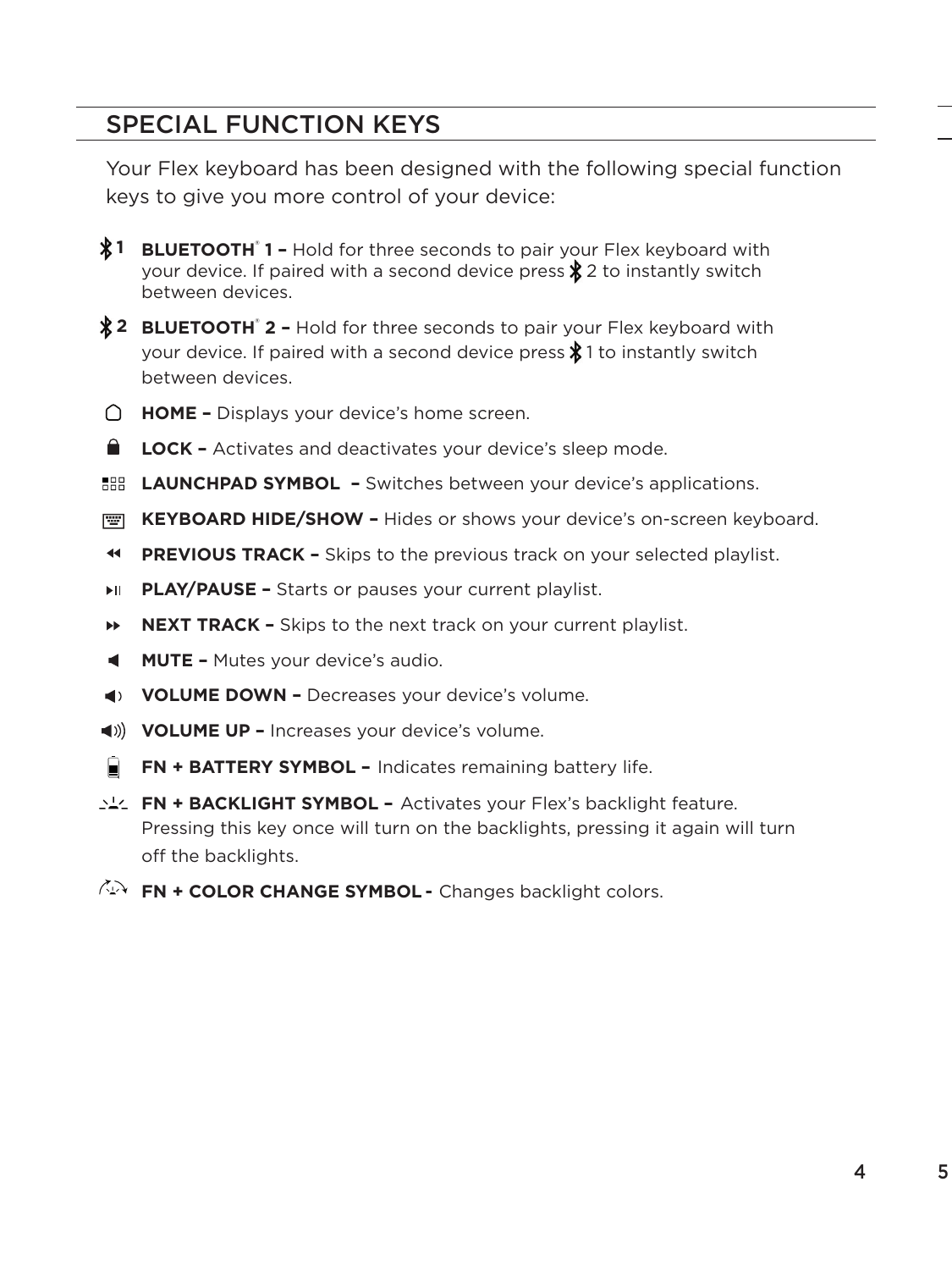## SPECIAL FUNCTION KEYS

Your Flex keyboard has been designed with the following special function keys to give you more control of your device:

- **BLUETOOTH® 1 –** Hold for three seconds to pair your Flex keyboard with your device. If paired with a second device press 2 to instantly switch between devices.
- **BLUETOOTH® 2 –** Hold for three seconds to pair your Flex keyboard with your device. If paired with a second device press 1 to instantly switch between devices.
- **HOME –** Displays your device's home screen.
- **LOCK –** Activates and deactivates your device's sleep mode.
- **LAUNCHPAD SYMBOL –** Switches between your device's applications.
- **KEYBOARD HIDE/SHOW –** Hides or shows your device's on-screen keyboard.
- **PREVIOUS TRACK –** Skips to the previous track on your selected playlist.
- **PLAY/PAUSE –** Starts or pauses your current playlist.
- **NEXT TRACK –** Skips to the next track on your current playlist.
- **MUTE –** Mutes your device's audio.
- **VOLUME DOWN –** Decreases your device's volume.
- **VOLUME UP –** Increases your device's volume.
- **FN + BATTERY SYMBOL –** Indicates remaining battery life.
- **FN + BACKLIGHT SYMBOL –** Activates your Flex's backlight feature. Pressing this key once will turn on the backlights, pressing it again will turn off the backlights.
- **FN + COLOR CHANGE SYMBOL -** Changes backlight colors.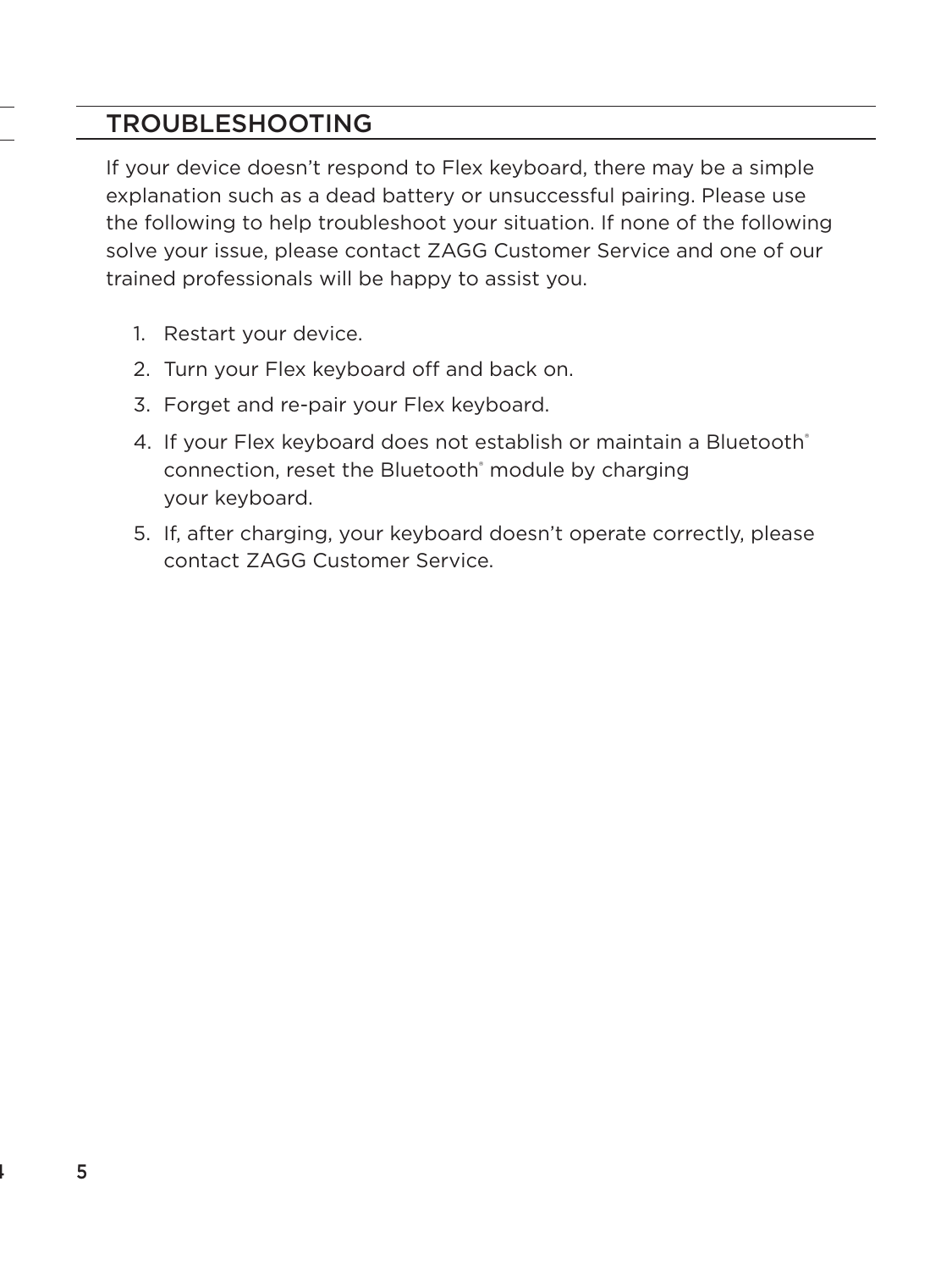## TROUBLESHOOTING

If your device doesn't respond to Flex keyboard, there may be a simple explanation such as a dead battery or unsuccessful pairing. Please use the following to help troubleshoot your situation. If none of the following solve your issue, please contact ZAGG Customer Service and one of our trained professionals will be happy to assist you.

1. Restart your device.
2. Turn your Flex keyboard off and back on.
3. Forget and re-pair your Flex keyboard.
4. If your Flex keyboard does not establish or maintain a Bluetooth® connection, reset the Bluetooth® module by charging your keyboard.
5. If, after charging, your keyboard doesn't operate correctly, please contact ZAGG Customer Service.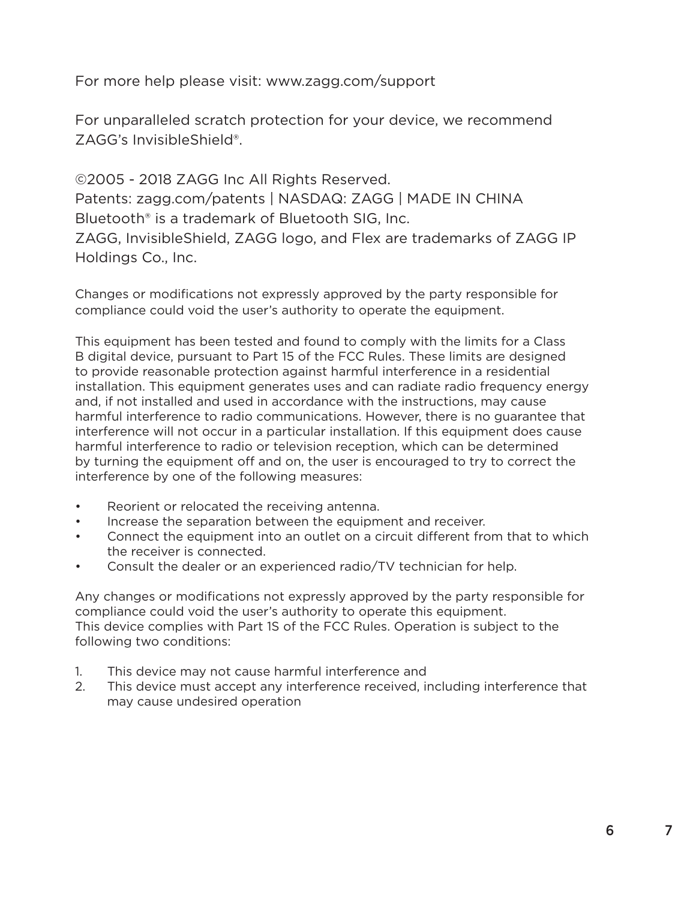For more help please visit: www.zagg.com/support

For unparalleled scratch protection for your device, we recommend ZAGG's InvisibleShield®.

©2005 - 2018 ZAGG Inc All Rights Reserved.
Patents: zagg.com/patents | NASDAQ: ZAGG | MADE IN CHINA
Bluetooth® is a trademark of Bluetooth SIG, Inc.
ZAGG, InvisibleShield, ZAGG logo, and Flex are trademarks of ZAGG IP Holdings Co., Inc.

Changes or modifications not expressly approved by the party responsible for compliance could void the user's authority to operate the equipment.

This equipment has been tested and found to comply with the limits for a Class B digital device, pursuant to Part 15 of the FCC Rules. These limits are designed to provide reasonable protection against harmful interference in a residential installation. This equipment generates uses and can radiate radio frequency energy and, if not installed and used in accordance with the instructions, may cause harmful interference to radio communications. However, there is no guarantee that interference will not occur in a particular installation. If this equipment does cause harmful interference to radio or television reception, which can be determined by turning the equipment off and on, the user is encouraged to try to correct the interference by one of the following measures:

- Reorient or relocated the receiving antenna.
- Increase the separation between the equipment and receiver.
- Connect the equipment into an outlet on a circuit different from that to which the receiver is connected.
- Consult the dealer or an experienced radio/TV technician for help.

Any changes or modifications not expressly approved by the party responsible for compliance could void the user's authority to operate this equipment.
This device complies with Part 1S of the FCC Rules. Operation is subject to the following two conditions:

1. This device may not cause harmful interference and
2. This device must accept any interference received, including interference that may cause undesired operation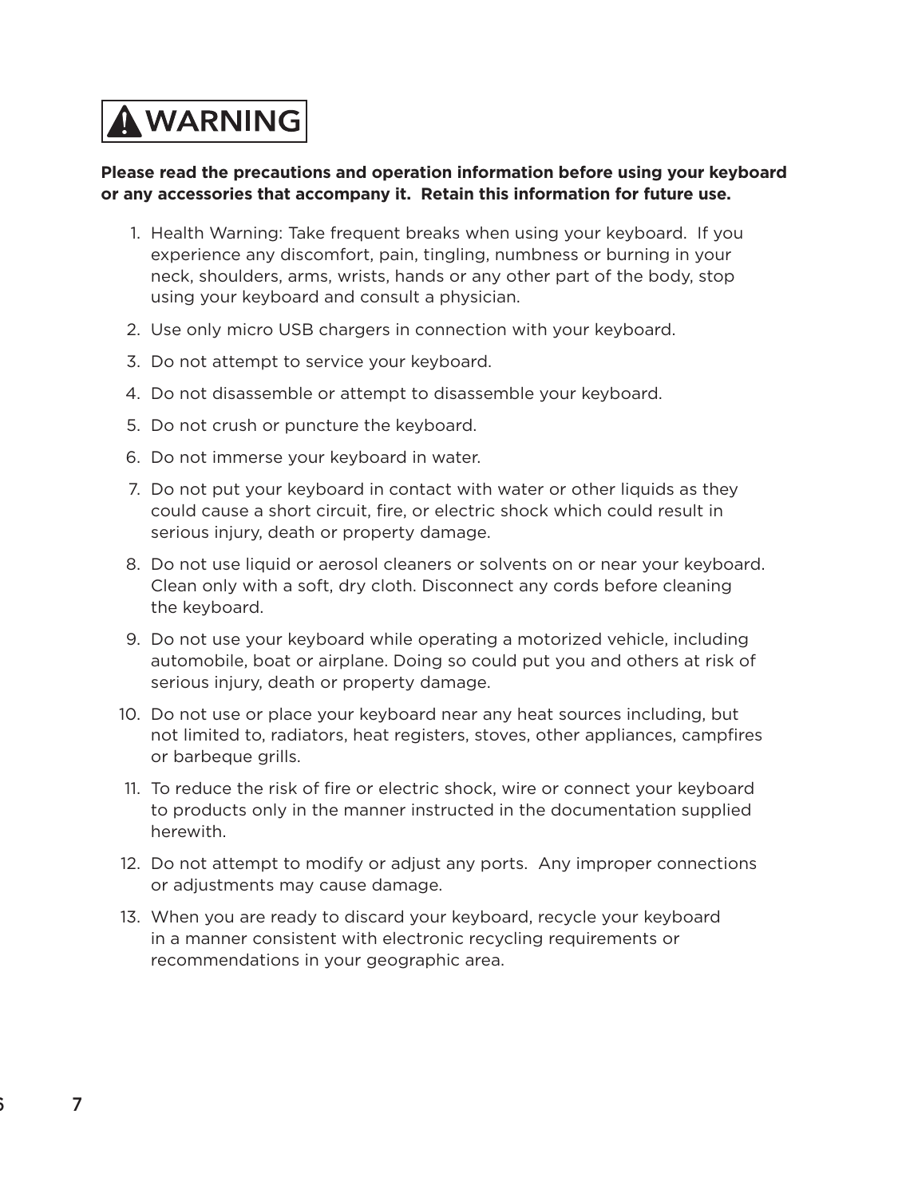# ⚠ WARNING

**Please read the precautions and operation information before using your keyboard or any accessories that accompany it. Retain this information for future use.**

1. Health Warning: Take frequent breaks when using your keyboard. If you experience any discomfort, pain, tingling, numbness or burning in your neck, shoulders, arms, wrists, hands or any other part of the body, stop using your keyboard and consult a physician.
2. Use only micro USB chargers in connection with your keyboard.
3. Do not attempt to service your keyboard.
4. Do not disassemble or attempt to disassemble your keyboard.
5. Do not crush or puncture the keyboard.
6. Do not immerse your keyboard in water.
7. Do not put your keyboard in contact with water or other liquids as they could cause a short circuit, fire, or electric shock which could result in serious injury, death or property damage.
8. Do not use liquid or aerosol cleaners or solvents on or near your keyboard. Clean only with a soft, dry cloth. Disconnect any cords before cleaning the keyboard.
9. Do not use your keyboard while operating a motorized vehicle, including automobile, boat or airplane. Doing so could put you and others at risk of serious injury, death or property damage.
10. Do not use or place your keyboard near any heat sources including, but not limited to, radiators, heat registers, stoves, other appliances, campfires or barbeque grills.
11. To reduce the risk of fire or electric shock, wire or connect your keyboard to products only in the manner instructed in the documentation supplied herewith.
12. Do not attempt to modify or adjust any ports. Any improper connections or adjustments may cause damage.
13. When you are ready to discard your keyboard, recycle your keyboard in a manner consistent with electronic recycling requirements or recommendations in your geographic area.